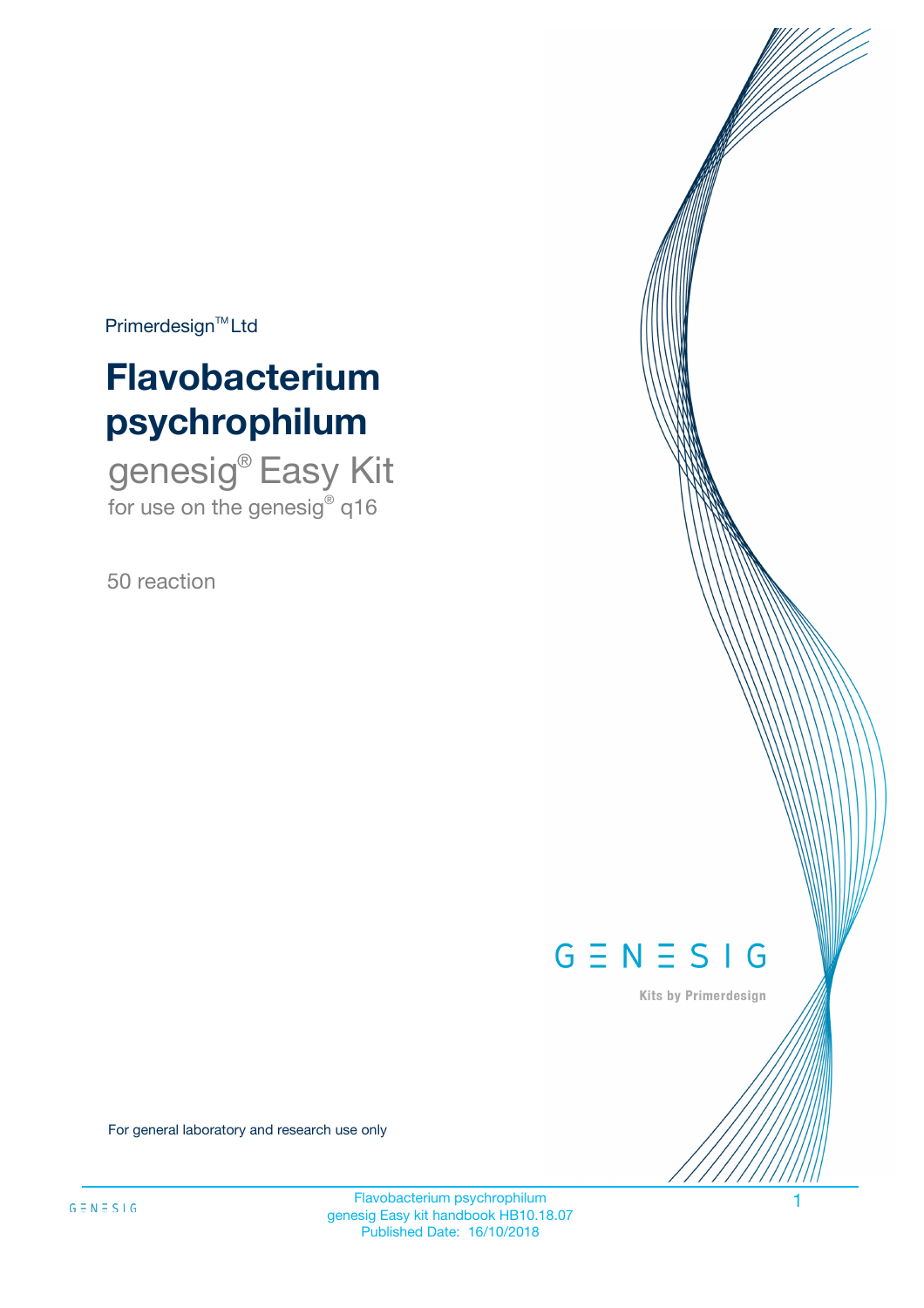Primerdesign™ Ltd

# Flavobacterium psychrophilum

## genesig® Easy Kit

for use on the genesig® q16

50 reaction

GENESIG

Kits by Primerdesign

For general laboratory and research use only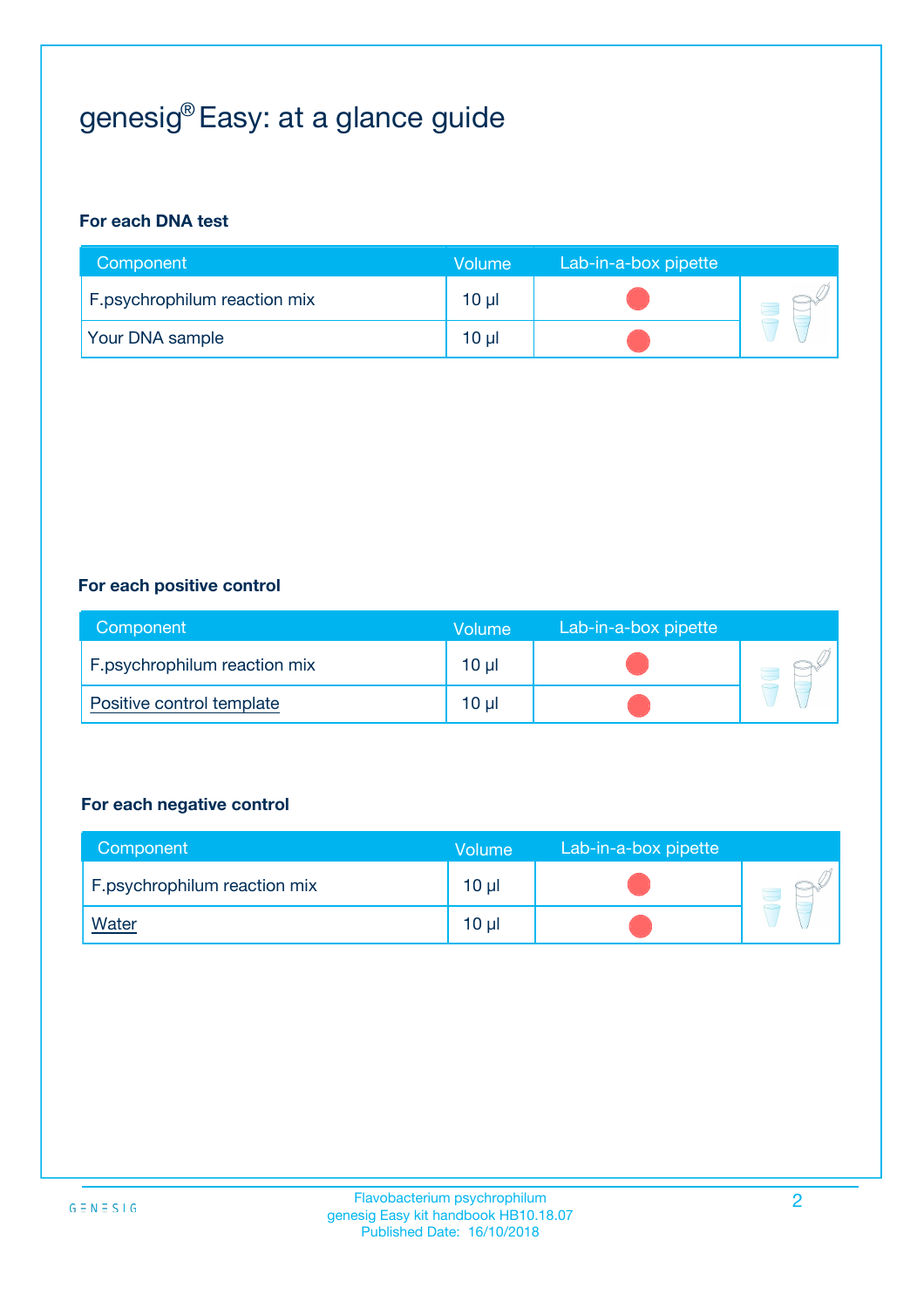# genesig® Easy: at a glance guide

**For each DNA test**

| Component | Volume | Lab-in-a-box pipette |
|---|---|---|
| F.psychrophilum reaction mix | 10 µl | |
| Your DNA sample | 10 µl | |

**For each positive control**

| Component | Volume | Lab-in-a-box pipette |
|---|---|---|
| F.psychrophilum reaction mix | 10 µl | |
| Positive control template | 10 µl | |

**For each negative control**

| Component | Volume | Lab-in-a-box pipette |
|---|---|---|
| F.psychrophilum reaction mix | 10 µl | |
| Water | 10 µl | |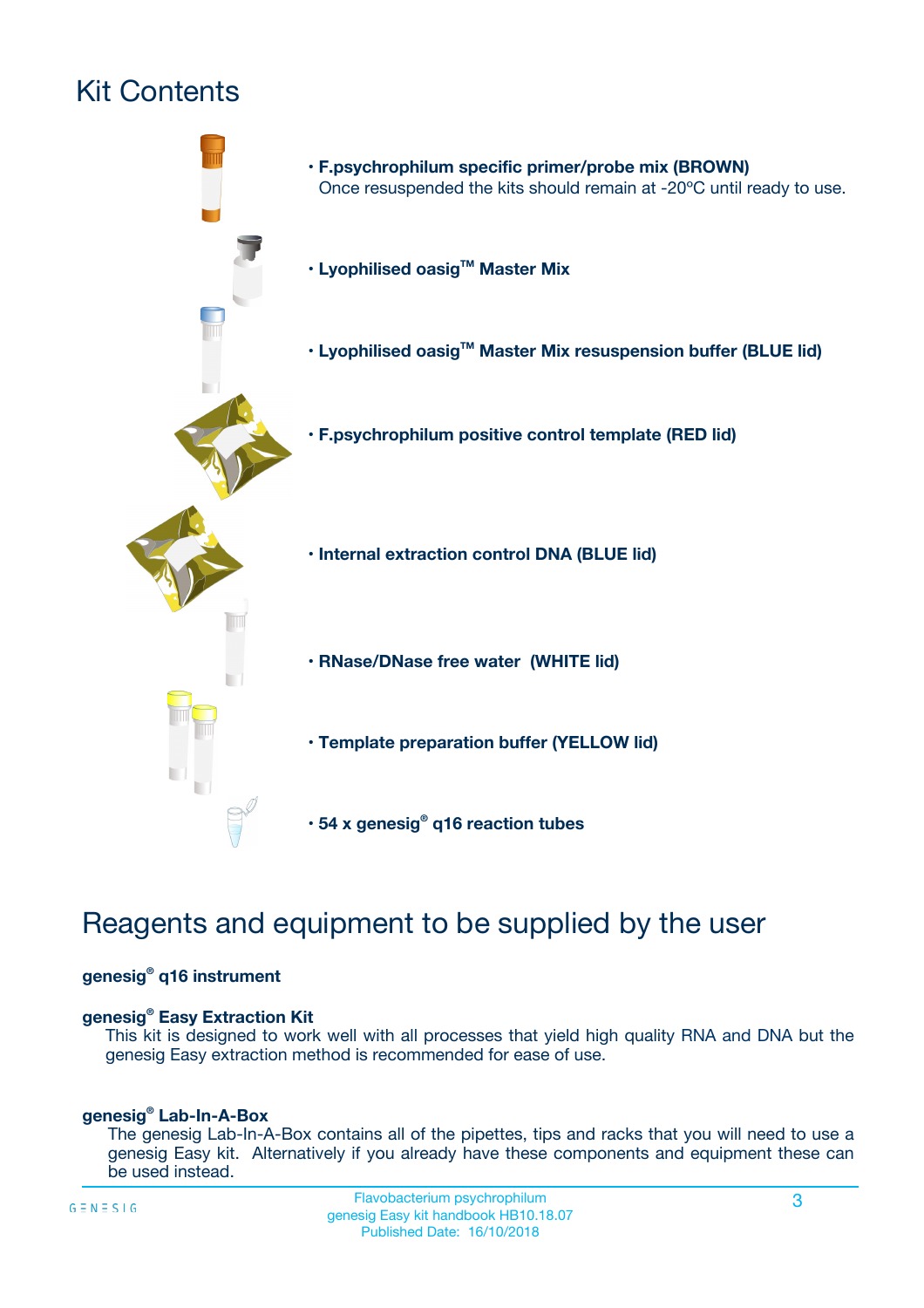# Kit Contents

- **F.psychrophilum specific primer/probe mix (BROWN)**
  Once resuspended the kits should remain at -20ºC until ready to use.
- **Lyophilised oasig™ Master Mix**
- **Lyophilised oasig™ Master Mix resuspension buffer (BLUE lid)**
- **F.psychrophilum positive control template (RED lid)**
- **Internal extraction control DNA (BLUE lid)**
- **RNase/DNase free water (WHITE lid)**
- **Template preparation buffer (YELLOW lid)**
- **54 x genesig® q16 reaction tubes**

# Reagents and equipment to be supplied by the user

**genesig® q16 instrument**

**genesig® Easy Extraction Kit**

This kit is designed to work well with all processes that yield high quality RNA and DNA but the genesig Easy extraction method is recommended for ease of use.

**genesig® Lab-In-A-Box**

The genesig Lab-In-A-Box contains all of the pipettes, tips and racks that you will need to use a genesig Easy kit. Alternatively if you already have these components and equipment these can be used instead.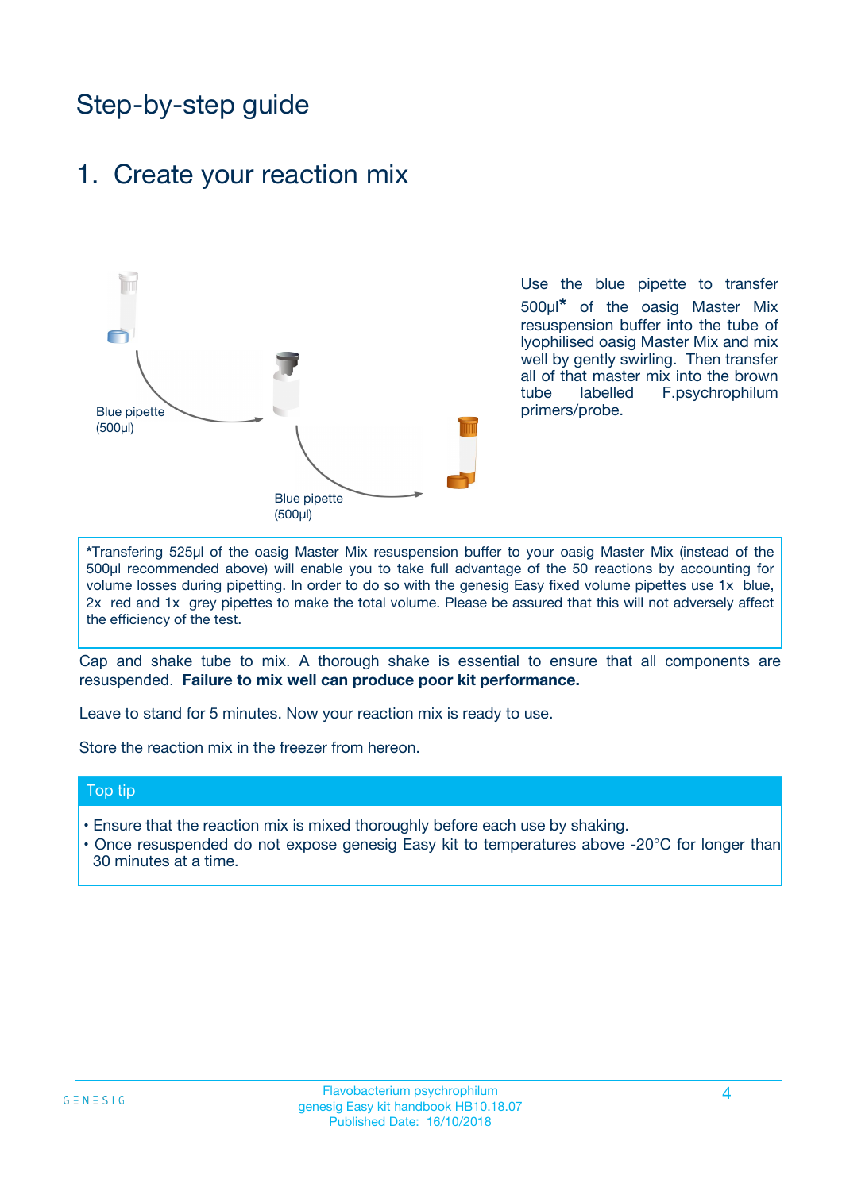# Step-by-step guide

## 1. Create your reaction mix

Blue pipette (500µl)

Blue pipette (500µl)

Use the blue pipette to transfer 500µl* of the oasig Master Mix resuspension buffer into the tube of lyophilised oasig Master Mix and mix well by gently swirling. Then transfer all of that master mix into the brown tube labelled F.psychrophilum primers/probe.

*Transfering 525µl of the oasig Master Mix resuspension buffer to your oasig Master Mix (instead of the 500µl recommended above) will enable you to take full advantage of the 50 reactions by accounting for volume losses during pipetting. In order to do so with the genesig Easy fixed volume pipettes use 1x blue, 2x red and 1x grey pipettes to make the total volume. Please be assured that this will not adversely affect the efficiency of the test.

Cap and shake tube to mix. A thorough shake is essential to ensure that all components are resuspended. **Failure to mix well can produce poor kit performance.**

Leave to stand for 5 minutes. Now your reaction mix is ready to use.

Store the reaction mix in the freezer from hereon.

### Top tip

- Ensure that the reaction mix is mixed thoroughly before each use by shaking.
- Once resuspended do not expose genesig Easy kit to temperatures above -20°C for longer than 30 minutes at a time.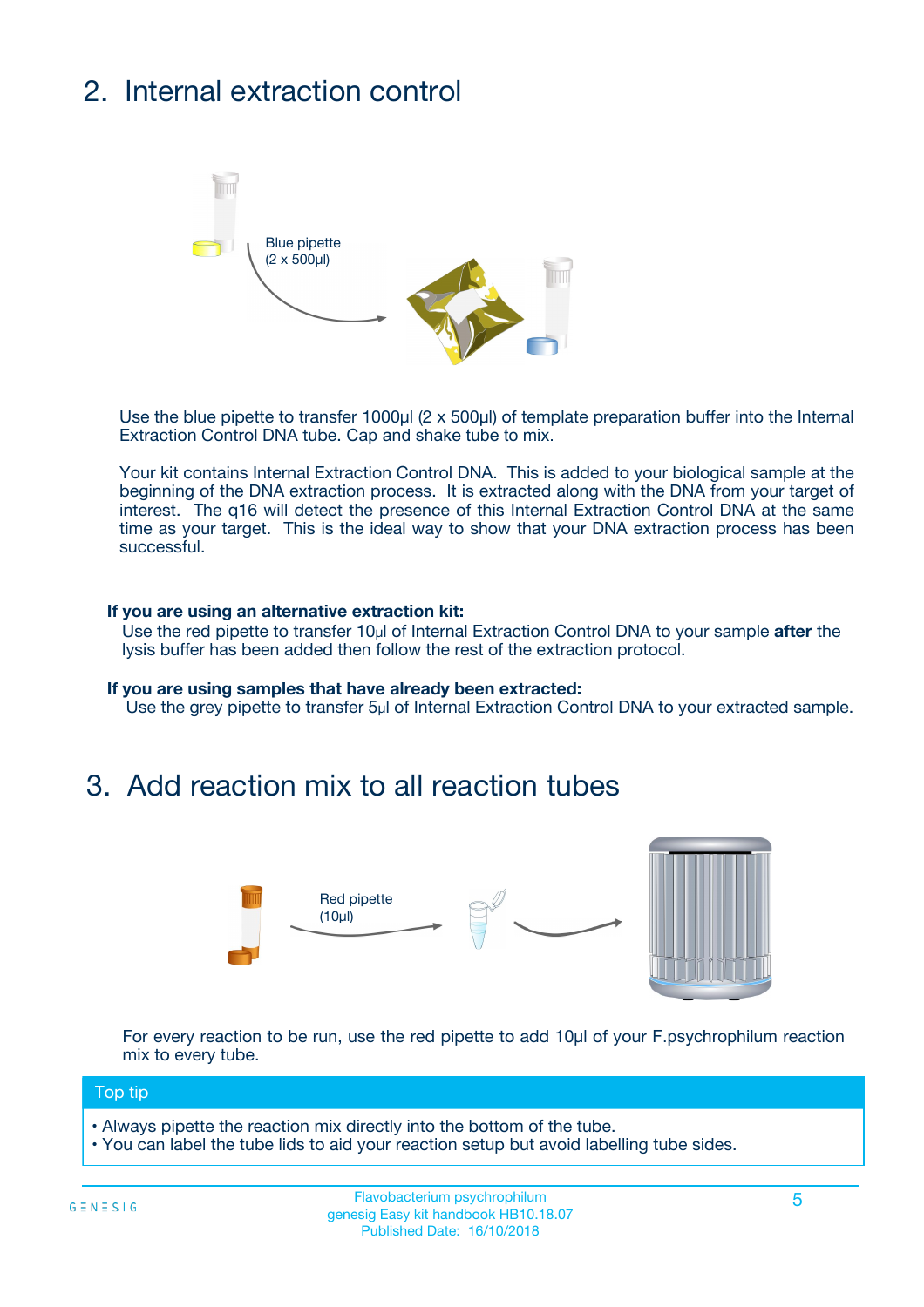## 2. Internal extraction control

Blue pipette
(2 x 500µl)

Use the blue pipette to transfer 1000µl (2 x 500µl) of template preparation buffer into the Internal Extraction Control DNA tube. Cap and shake tube to mix.

Your kit contains Internal Extraction Control DNA. This is added to your biological sample at the beginning of the DNA extraction process. It is extracted along with the DNA from your target of interest. The q16 will detect the presence of this Internal Extraction Control DNA at the same time as your target. This is the ideal way to show that your DNA extraction process has been successful.

**If you are using an alternative extraction kit:**
Use the red pipette to transfer 10µl of Internal Extraction Control DNA to your sample **after** the lysis buffer has been added then follow the rest of the extraction protocol.

**If you are using samples that have already been extracted:**
Use the grey pipette to transfer 5µl of Internal Extraction Control DNA to your extracted sample.

## 3. Add reaction mix to all reaction tubes

Red pipette
(10µl)

For every reaction to be run, use the red pipette to add 10µl of your F.psychrophilum reaction mix to every tube.

**Top tip**

- Always pipette the reaction mix directly into the bottom of the tube.
- You can label the tube lids to aid your reaction setup but avoid labelling tube sides.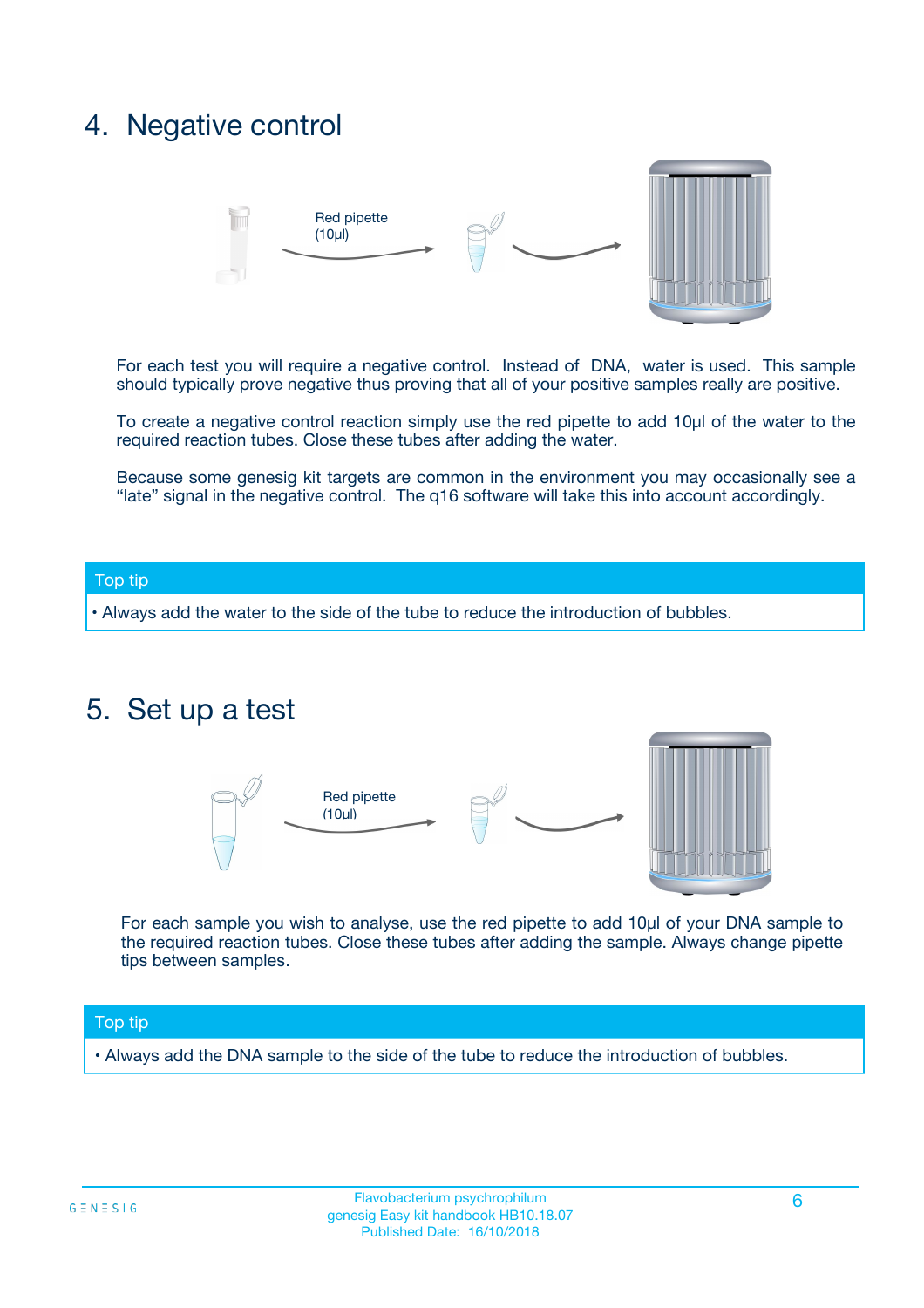## 4. Negative control

Red pipette (10µl)

For each test you will require a negative control. Instead of DNA, water is used. This sample should typically prove negative thus proving that all of your positive samples really are positive.

To create a negative control reaction simply use the red pipette to add 10µl of the water to the required reaction tubes. Close these tubes after adding the water.

Because some genesig kit targets are common in the environment you may occasionally see a "late" signal in the negative control. The q16 software will take this into account accordingly.

**Top tip**

- Always add the water to the side of the tube to reduce the introduction of bubbles.

## 5. Set up a test

Red pipette (10µl)

For each sample you wish to analyse, use the red pipette to add 10µl of your DNA sample to the required reaction tubes. Close these tubes after adding the sample. Always change pipette tips between samples.

**Top tip**

- Always add the DNA sample to the side of the tube to reduce the introduction of bubbles.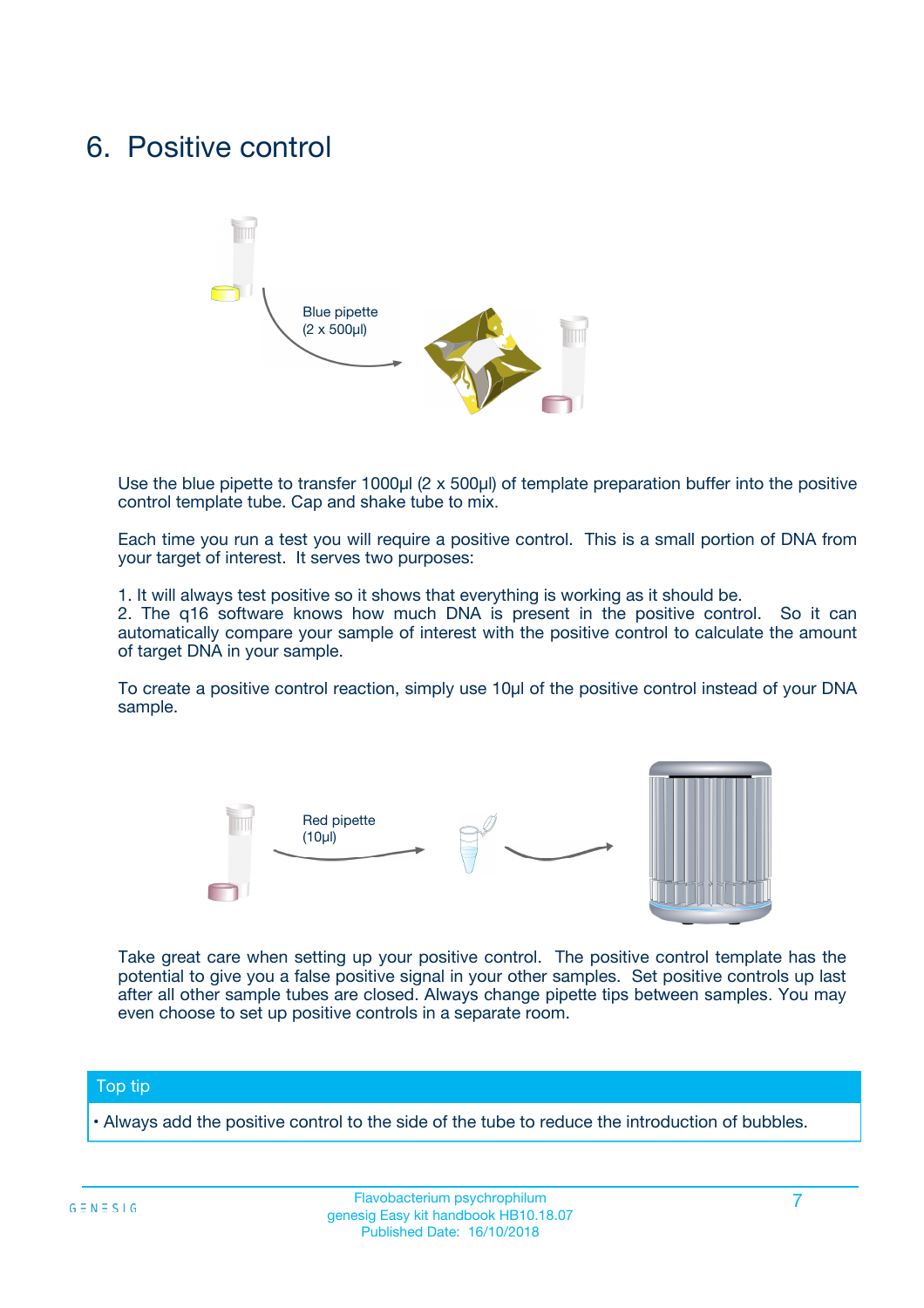# 6. Positive control

Blue pipette
(2 x 500µl)

Use the blue pipette to transfer 1000µl (2 x 500µl) of template preparation buffer into the positive control template tube. Cap and shake tube to mix.

Each time you run a test you will require a positive control. This is a small portion of DNA from your target of interest. It serves two purposes:

1. It will always test positive so it shows that everything is working as it should be.
2. The q16 software knows how much DNA is present in the positive control. So it can automatically compare your sample of interest with the positive control to calculate the amount of target DNA in your sample.

To create a positive control reaction, simply use 10µl of the positive control instead of your DNA sample.

Red pipette
(10µl)

Take great care when setting up your positive control. The positive control template has the potential to give you a false positive signal in your other samples. Set positive controls up last after all other sample tubes are closed. Always change pipette tips between samples. You may even choose to set up positive controls in a separate room.

## Top tip

• Always add the positive control to the side of the tube to reduce the introduction of bubbles.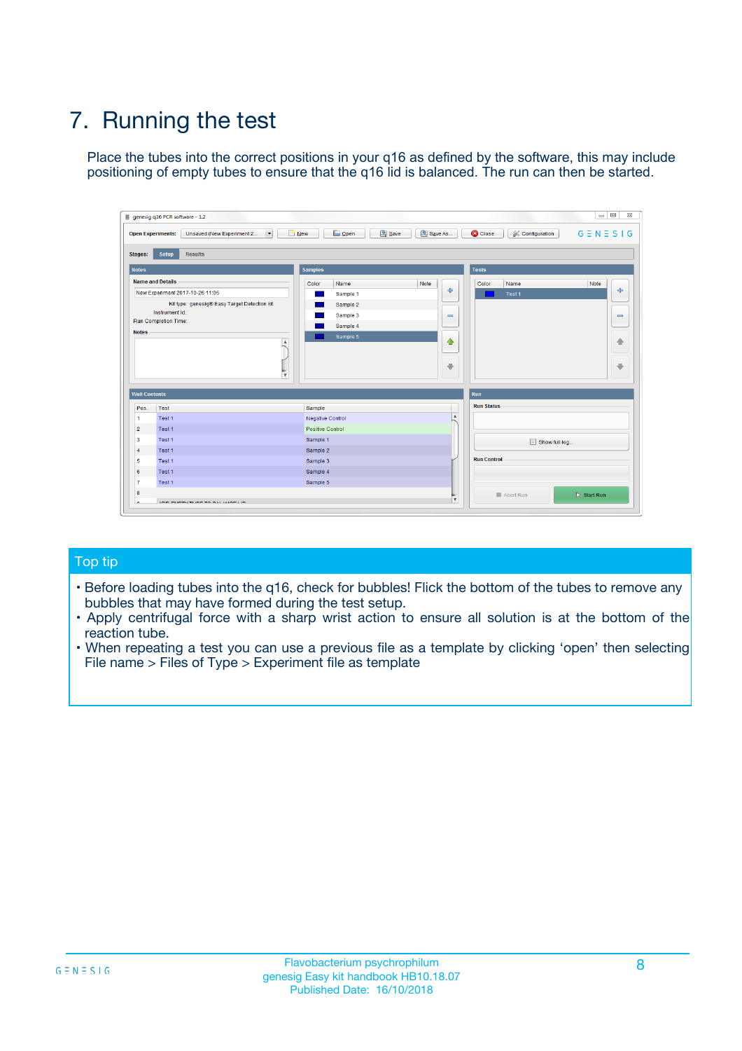# 7. Running the test

Place the tubes into the correct positions in your q16 as defined by the software, this may include positioning of empty tubes to ensure that the q16 lid is balanced. The run can then be started.

## Top tip

- Before loading tubes into the q16, check for bubbles! Flick the bottom of the tubes to remove any bubbles that may have formed during the test setup.
- Apply centrifugal force with a sharp wrist action to ensure all solution is at the bottom of the reaction tube.
- When repeating a test you can use a previous file as a template by clicking 'open' then selecting File name > Files of Type > Experiment file as template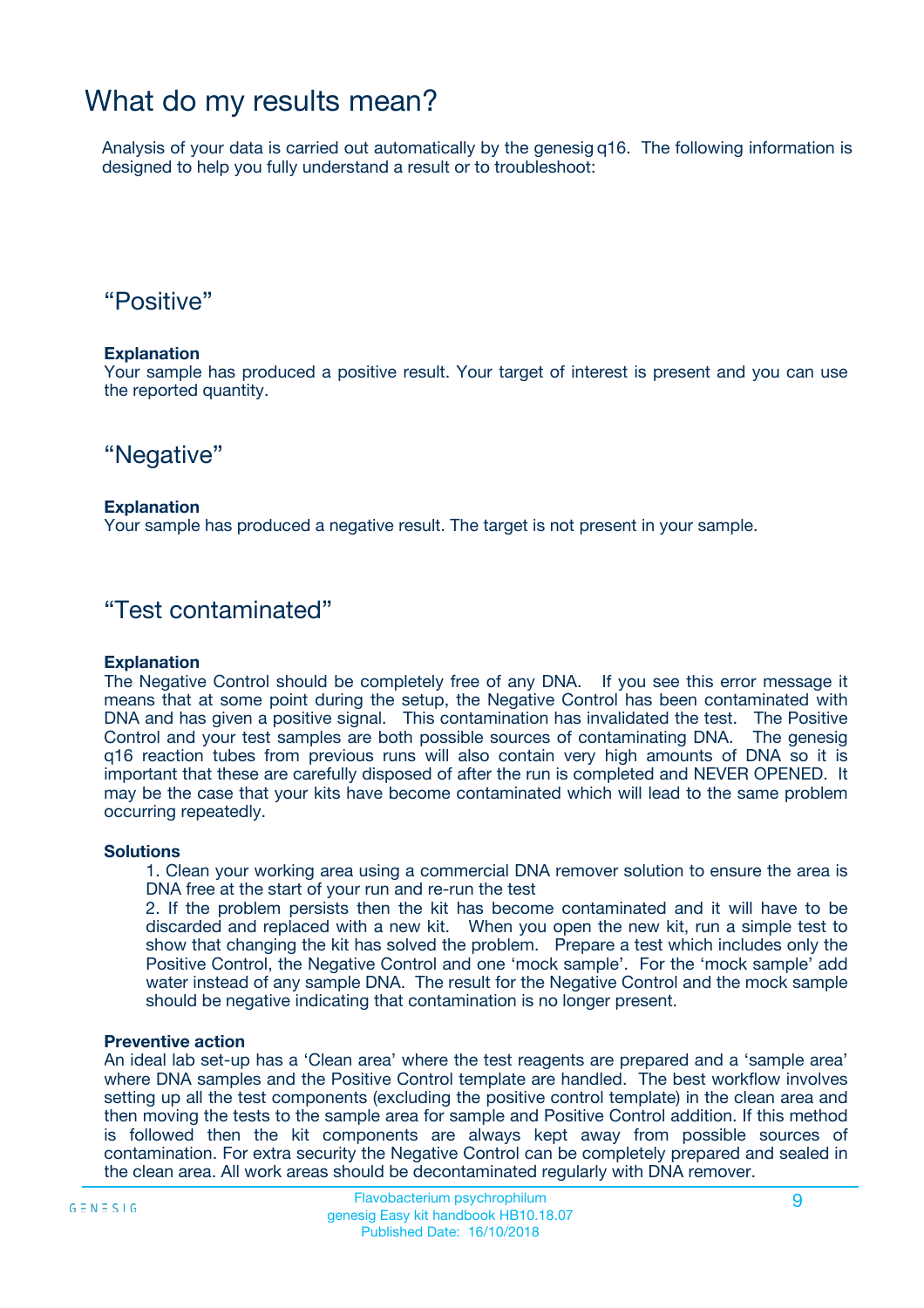# What do my results mean?

Analysis of your data is carried out automatically by the genesig q16. The following information is designed to help you fully understand a result or to troubleshoot:

## “Positive”

**Explanation**

Your sample has produced a positive result. Your target of interest is present and you can use the reported quantity.

## “Negative”

**Explanation**

Your sample has produced a negative result. The target is not present in your sample.

## “Test contaminated”

**Explanation**

The Negative Control should be completely free of any DNA. If you see this error message it means that at some point during the setup, the Negative Control has been contaminated with DNA and has given a positive signal. This contamination has invalidated the test. The Positive Control and your test samples are both possible sources of contaminating DNA. The genesig q16 reaction tubes from previous runs will also contain very high amounts of DNA so it is important that these are carefully disposed of after the run is completed and NEVER OPENED. It may be the case that your kits have become contaminated which will lead to the same problem occurring repeatedly.

**Solutions**

1. Clean your working area using a commercial DNA remover solution to ensure the area is DNA free at the start of your run and re-run the test
2. If the problem persists then the kit has become contaminated and it will have to be discarded and replaced with a new kit. When you open the new kit, run a simple test to show that changing the kit has solved the problem. Prepare a test which includes only the Positive Control, the Negative Control and one ‘mock sample’. For the ‘mock sample’ add water instead of any sample DNA. The result for the Negative Control and the mock sample should be negative indicating that contamination is no longer present.

**Preventive action**

An ideal lab set-up has a ‘Clean area’ where the test reagents are prepared and a ‘sample area’ where DNA samples and the Positive Control template are handled. The best workflow involves setting up all the test components (excluding the positive control template) in the clean area and then moving the tests to the sample area for sample and Positive Control addition. If this method is followed then the kit components are always kept away from possible sources of contamination. For extra security the Negative Control can be completely prepared and sealed in the clean area. All work areas should be decontaminated regularly with DNA remover.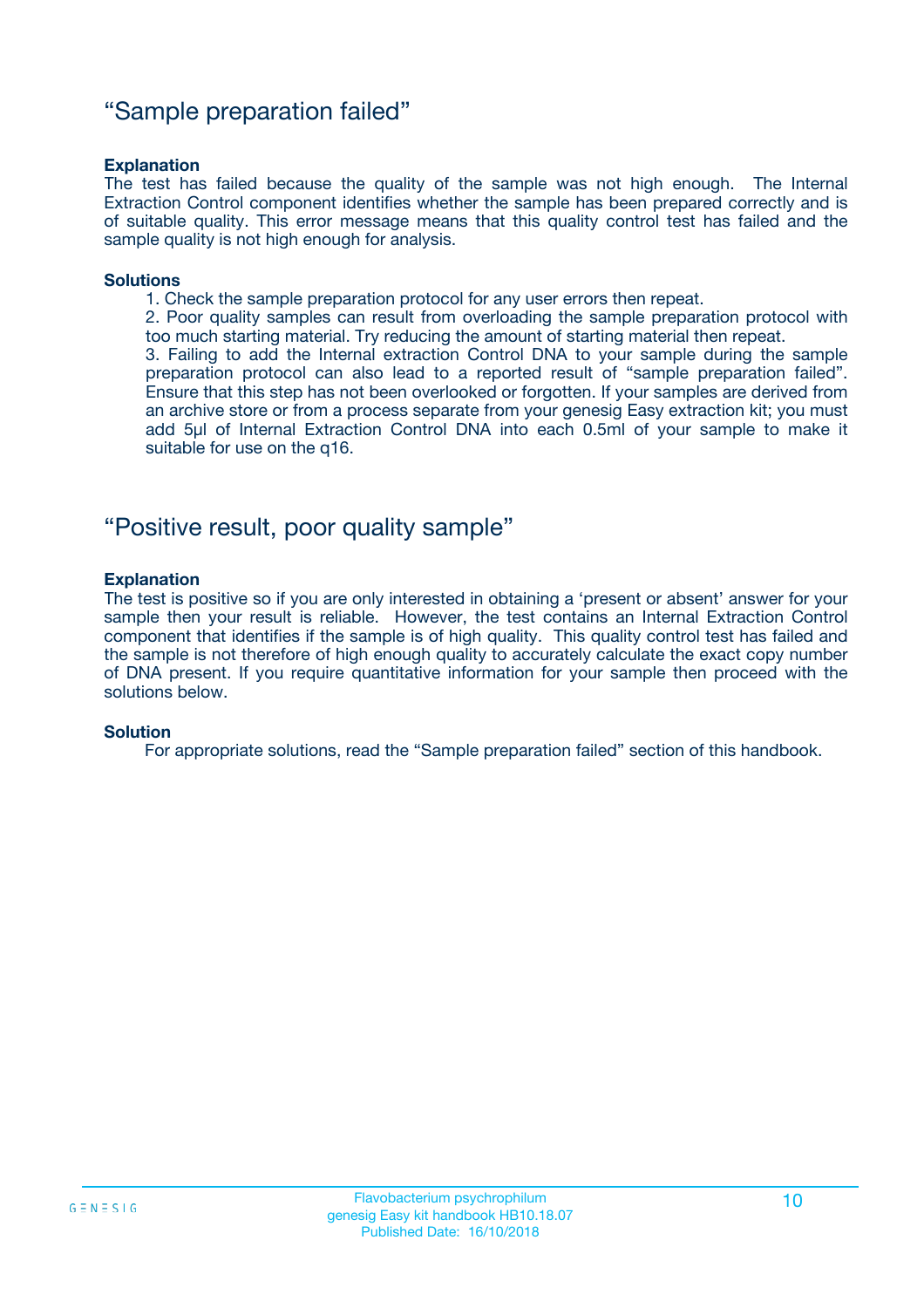## “Sample preparation failed”

**Explanation**

The test has failed because the quality of the sample was not high enough. The Internal Extraction Control component identifies whether the sample has been prepared correctly and is of suitable quality. This error message means that this quality control test has failed and the sample quality is not high enough for analysis.

**Solutions**

1. Check the sample preparation protocol for any user errors then repeat.
2. Poor quality samples can result from overloading the sample preparation protocol with too much starting material. Try reducing the amount of starting material then repeat.
3. Failing to add the Internal extraction Control DNA to your sample during the sample preparation protocol can also lead to a reported result of “sample preparation failed”. Ensure that this step has not been overlooked or forgotten. If your samples are derived from an archive store or from a process separate from your genesig Easy extraction kit; you must add 5µl of Internal Extraction Control DNA into each 0.5ml of your sample to make it suitable for use on the q16.

## “Positive result, poor quality sample”

**Explanation**

The test is positive so if you are only interested in obtaining a ‘present or absent’ answer for your sample then your result is reliable. However, the test contains an Internal Extraction Control component that identifies if the sample is of high quality. This quality control test has failed and the sample is not therefore of high enough quality to accurately calculate the exact copy number of DNA present. If you require quantitative information for your sample then proceed with the solutions below.

**Solution**

For appropriate solutions, read the “Sample preparation failed” section of this handbook.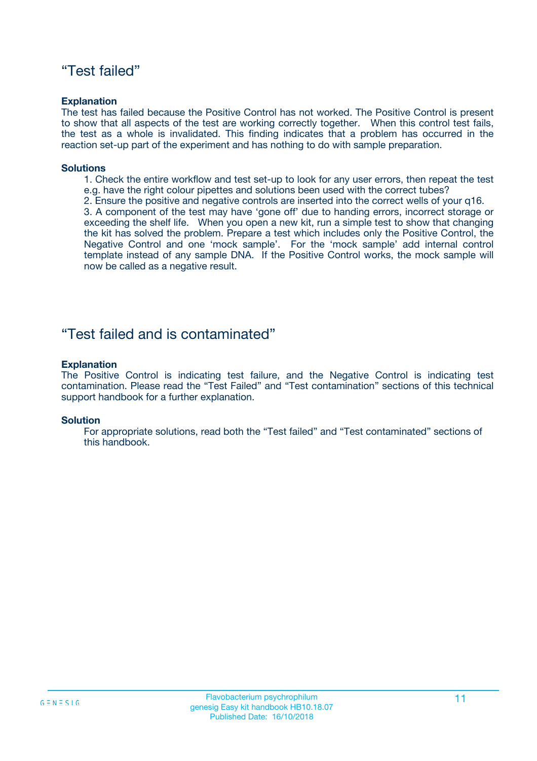## "Test failed"

**Explanation**

The test has failed because the Positive Control has not worked. The Positive Control is present to show that all aspects of the test are working correctly together. When this control test fails, the test as a whole is invalidated. This finding indicates that a problem has occurred in the reaction set-up part of the experiment and has nothing to do with sample preparation.

**Solutions**

1. Check the entire workflow and test set-up to look for any user errors, then repeat the test e.g. have the right colour pipettes and solutions been used with the correct tubes?
2. Ensure the positive and negative controls are inserted into the correct wells of your q16.
3. A component of the test may have 'gone off' due to handing errors, incorrect storage or exceeding the shelf life. When you open a new kit, run a simple test to show that changing the kit has solved the problem. Prepare a test which includes only the Positive Control, the Negative Control and one 'mock sample'. For the 'mock sample' add internal control template instead of any sample DNA. If the Positive Control works, the mock sample will now be called as a negative result.

## "Test failed and is contaminated"

**Explanation**

The Positive Control is indicating test failure, and the Negative Control is indicating test contamination. Please read the "Test Failed" and "Test contamination" sections of this technical support handbook for a further explanation.

**Solution**

For appropriate solutions, read both the "Test failed" and "Test contaminated" sections of this handbook.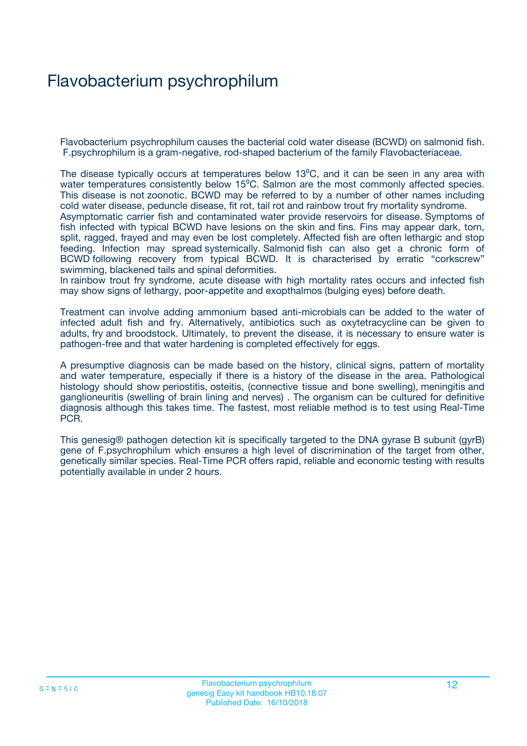# Flavobacterium psychrophilum

Flavobacterium psychrophilum causes the bacterial cold water disease (BCWD) on salmonid fish. F.psychrophilum is a gram-negative, rod-shaped bacterium of the family Flavobacteriaceae.

The disease typically occurs at temperatures below $13^0$C, and it can be seen in any area with water temperatures consistently below $15^0$C. Salmon are the most commonly affected species. This disease is not zoonotic. BCWD may be referred to by a number of other names including cold water disease, peduncle disease, fit rot, tail rot and rainbow trout fry mortality syndrome.
Asymptomatic carrier fish and contaminated water provide reservoirs for disease. Symptoms of fish infected with typical BCWD have lesions on the skin and fins. Fins may appear dark, torn, split, ragged, frayed and may even be lost completely. Affected fish are often lethargic and stop feeding. Infection may spread systemically. Salmonid fish can also get a chronic form of BCWD following recovery from typical BCWD. It is characterised by erratic "corkscrew" swimming, blackened tails and spinal deformities.
In rainbow trout fry syndrome, acute disease with high mortality rates occurs and infected fish may show signs of lethargy, poor-appetite and exopthalmos (bulging eyes) before death.

Treatment can involve adding ammonium based anti-microbials can be added to the water of infected adult fish and fry. Alternatively, antibiotics such as oxytetracycline can be given to adults, fry and broodstock. Ultimately, to prevent the disease, it is necessary to ensure water is pathogen-free and that water hardening is completed effectively for eggs.

A presumptive diagnosis can be made based on the history, clinical signs, pattern of mortality and water temperature, especially if there is a history of the disease in the area. Pathological histology should show periostitis, osteitis, (connective tissue and bone swelling), meningitis and ganglioneuritis (swelling of brain lining and nerves) . The organism can be cultured for definitive diagnosis although this takes time. The fastest, most reliable method is to test using Real-Time PCR.

This genesig® pathogen detection kit is specifically targeted to the DNA gyrase B subunit (gyrB) gene of F.psychrophilum which ensures a high level of discrimination of the target from other, genetically similar species. Real-Time PCR offers rapid, reliable and economic testing with results potentially available in under 2 hours.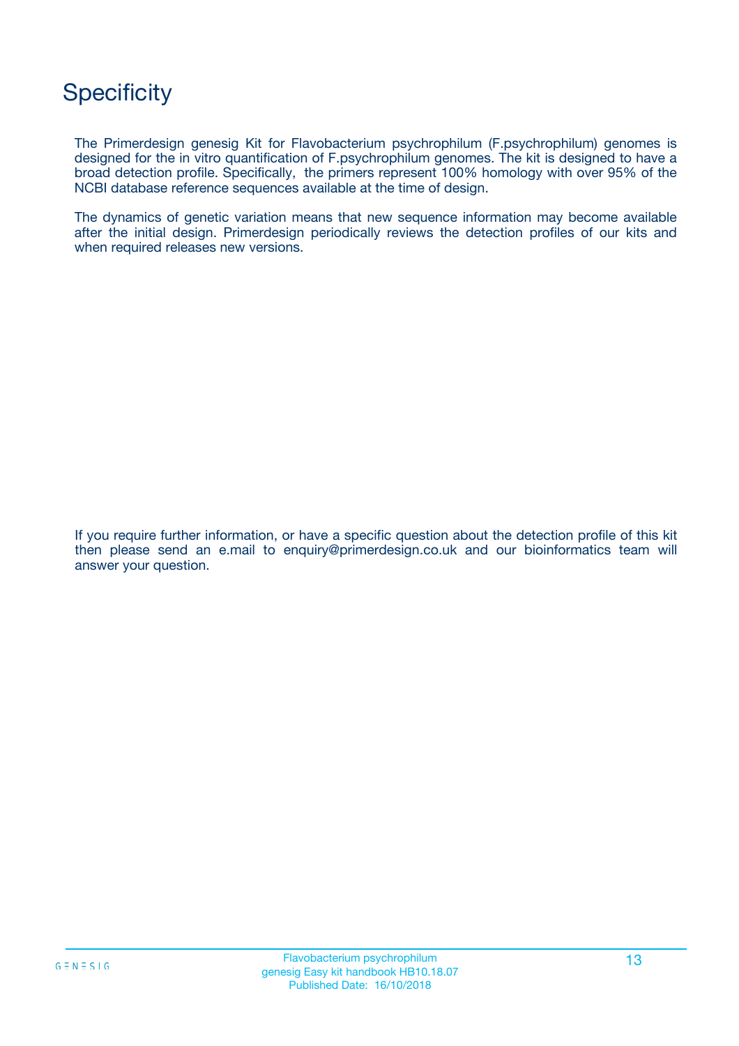# Specificity

The Primerdesign genesig Kit for Flavobacterium psychrophilum (F.psychrophilum) genomes is designed for the in vitro quantification of F.psychrophilum genomes. The kit is designed to have a broad detection profile. Specifically, the primers represent 100% homology with over 95% of the NCBI database reference sequences available at the time of design.

The dynamics of genetic variation means that new sequence information may become available after the initial design. Primerdesign periodically reviews the detection profiles of our kits and when required releases new versions.

If you require further information, or have a specific question about the detection profile of this kit then please send an e.mail to enquiry@primerdesign.co.uk and our bioinformatics team will answer your question.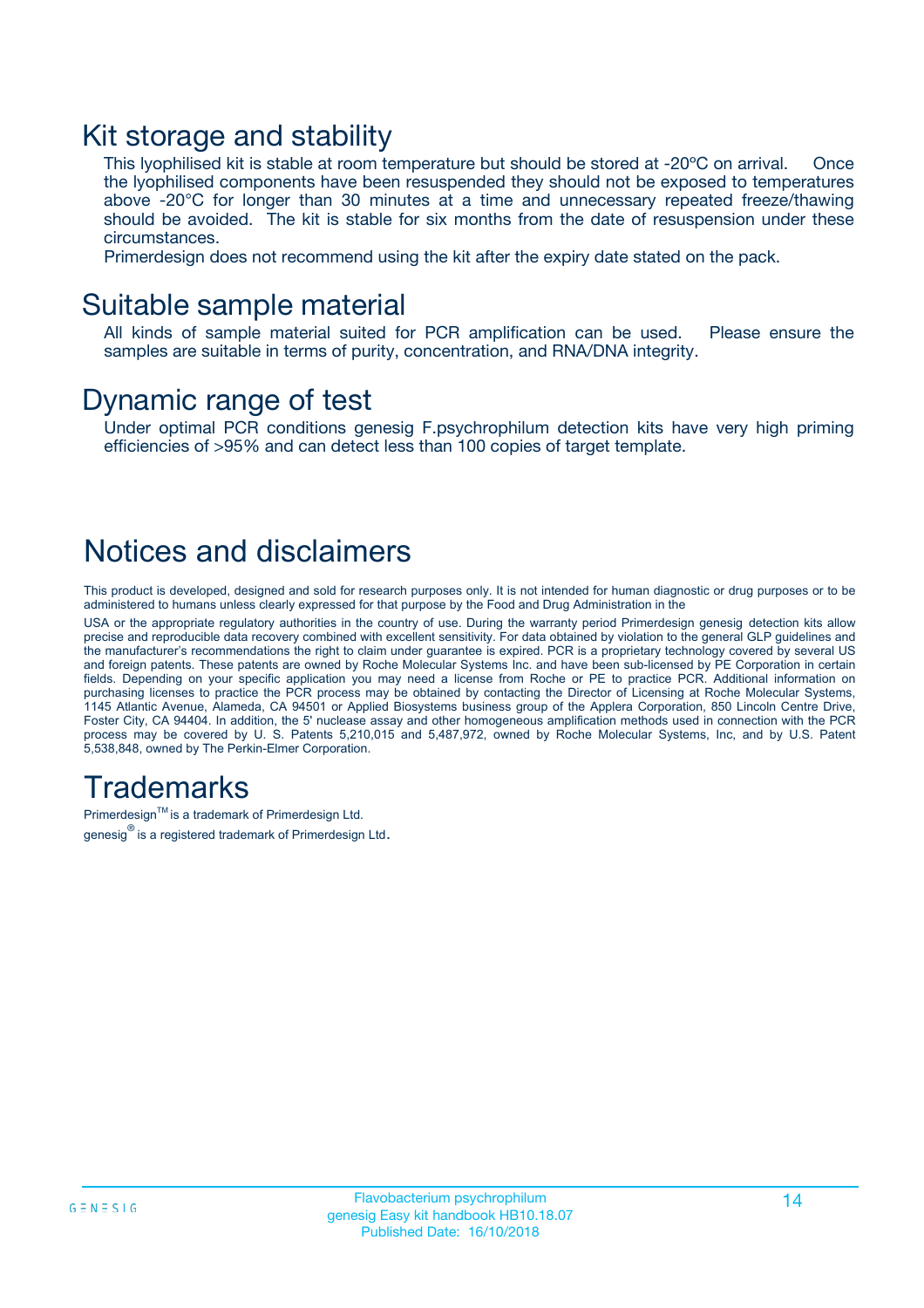# Kit storage and stability

This lyophilised kit is stable at room temperature but should be stored at -20ºC on arrival. Once the lyophilised components have been resuspended they should not be exposed to temperatures above -20°C for longer than 30 minutes at a time and unnecessary repeated freeze/thawing should be avoided. The kit is stable for six months from the date of resuspension under these circumstances.

Primerdesign does not recommend using the kit after the expiry date stated on the pack.

# Suitable sample material

All kinds of sample material suited for PCR amplification can be used. Please ensure the samples are suitable in terms of purity, concentration, and RNA/DNA integrity.

# Dynamic range of test

Under optimal PCR conditions genesig F.psychrophilum detection kits have very high priming efficiencies of >95% and can detect less than 100 copies of target template.

# Notices and disclaimers

This product is developed, designed and sold for research purposes only. It is not intended for human diagnostic or drug purposes or to be administered to humans unless clearly expressed for that purpose by the Food and Drug Administration in the

USA or the appropriate regulatory authorities in the country of use. During the warranty period Primerdesign genesig detection kits allow precise and reproducible data recovery combined with excellent sensitivity. For data obtained by violation to the general GLP guidelines and the manufacturer's recommendations the right to claim under guarantee is expired. PCR is a proprietary technology covered by several US and foreign patents. These patents are owned by Roche Molecular Systems Inc. and have been sub-licensed by PE Corporation in certain fields. Depending on your specific application you may need a license from Roche or PE to practice PCR. Additional information on purchasing licenses to practice the PCR process may be obtained by contacting the Director of Licensing at Roche Molecular Systems, 1145 Atlantic Avenue, Alameda, CA 94501 or Applied Biosystems business group of the Applera Corporation, 850 Lincoln Centre Drive, Foster City, CA 94404. In addition, the 5' nuclease assay and other homogeneous amplification methods used in connection with the PCR process may be covered by U. S. Patents 5,210,015 and 5,487,972, owned by Roche Molecular Systems, Inc, and by U.S. Patent 5,538,848, owned by The Perkin-Elmer Corporation.

# Trademarks

Primerdesign™ is a trademark of Primerdesign Ltd.

genesig® is a registered trademark of Primerdesign Ltd.